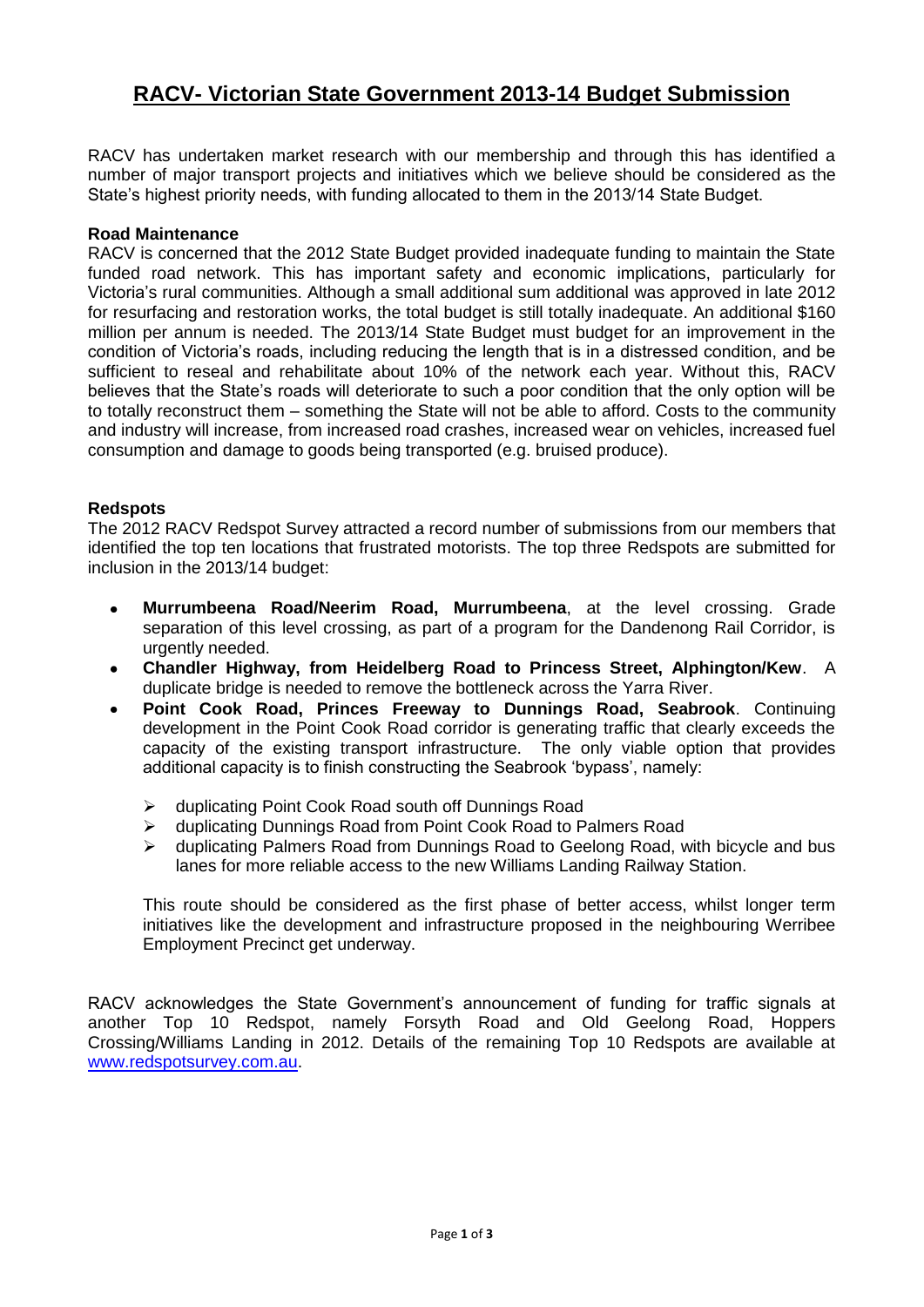# RACV- Victorian State Government 2013-14 Budget Submission

RACV has undertaken market research with our membership and through this has identified a number of major transport projects and initiatives which we believe should be considered as the State's highest priority needs, with funding allocated to them in the 2013/14 State Budget.

**Road Maintenance**

RACV is concerned that the 2012 State Budget provided inadequate funding to maintain the State funded road network. This has important safety and economic implications, particularly for Victoria's rural communities. Although a small additional sum additional was approved in late 2012 for resurfacing and restoration works, the total budget is still totally inadequate. An additional $160 million per annum is needed. The 2013/14 State Budget must budget for an improvement in the condition of Victoria's roads, including reducing the length that is in a distressed condition, and be sufficient to reseal and rehabilitate about 10% of the network each year. Without this, RACV believes that the State's roads will deteriorate to such a poor condition that the only option will be to totally reconstruct them – something the State will not be able to afford. Costs to the community and industry will increase, from increased road crashes, increased wear on vehicles, increased fuel consumption and damage to goods being transported (e.g. bruised produce).

**Redspots**

The 2012 RACV Redspot Survey attracted a record number of submissions from our members that identified the top ten locations that frustrated motorists. The top three Redspots are submitted for inclusion in the 2013/14 budget:

- **Murrumbeena Road/Neerim Road, Murrumbeena**, at the level crossing. Grade separation of this level crossing, as part of a program for the Dandenong Rail Corridor, is urgently needed.
- **Chandler Highway, from Heidelberg Road to Princess Street, Alphington/Kew**. A duplicate bridge is needed to remove the bottleneck across the Yarra River.
- **Point Cook Road, Princes Freeway to Dunnings Road, Seabrook**. Continuing development in the Point Cook Road corridor is generating traffic that clearly exceeds the capacity of the existing transport infrastructure. The only viable option that provides additional capacity is to finish constructing the Seabrook 'bypass', namely:
  - duplicating Point Cook Road south off Dunnings Road
  - duplicating Dunnings Road from Point Cook Road to Palmers Road
  - duplicating Palmers Road from Dunnings Road to Geelong Road, with bicycle and bus lanes for more reliable access to the new Williams Landing Railway Station.

  This route should be considered as the first phase of better access, whilst longer term initiatives like the development and infrastructure proposed in the neighbouring Werribee Employment Precinct get underway.

RACV acknowledges the State Government's announcement of funding for traffic signals at another Top 10 Redspot, namely Forsyth Road and Old Geelong Road, Hoppers Crossing/Williams Landing in 2012. Details of the remaining Top 10 Redspots are available at www.redspotsurvey.com.au.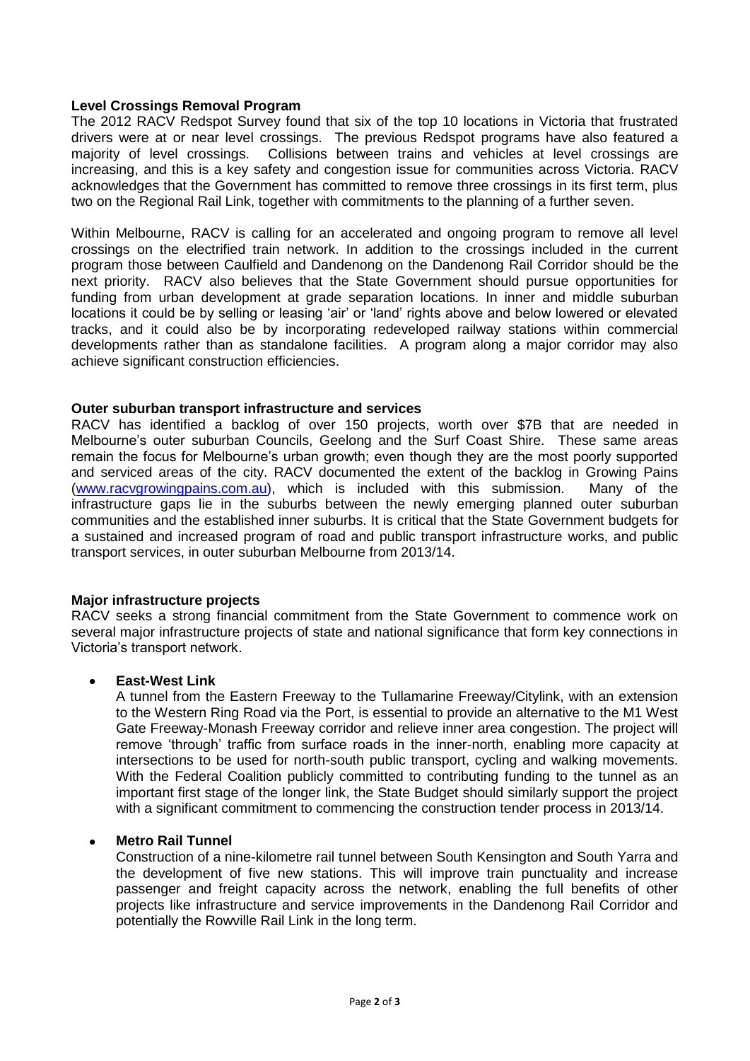**Level Crossings Removal Program**

The 2012 RACV Redspot Survey found that six of the top 10 locations in Victoria that frustrated drivers were at or near level crossings. The previous Redspot programs have also featured a majority of level crossings. Collisions between trains and vehicles at level crossings are increasing, and this is a key safety and congestion issue for communities across Victoria. RACV acknowledges that the Government has committed to remove three crossings in its first term, plus two on the Regional Rail Link, together with commitments to the planning of a further seven.

Within Melbourne, RACV is calling for an accelerated and ongoing program to remove all level crossings on the electrified train network. In addition to the crossings included in the current program those between Caulfield and Dandenong on the Dandenong Rail Corridor should be the next priority. RACV also believes that the State Government should pursue opportunities for funding from urban development at grade separation locations. In inner and middle suburban locations it could be by selling or leasing 'air' or 'land' rights above and below lowered or elevated tracks, and it could also be by incorporating redeveloped railway stations within commercial developments rather than as standalone facilities. A program along a major corridor may also achieve significant construction efficiencies.

**Outer suburban transport infrastructure and services**

RACV has identified a backlog of over 150 projects, worth over $7B that are needed in Melbourne's outer suburban Councils, Geelong and the Surf Coast Shire. These same areas remain the focus for Melbourne's urban growth; even though they are the most poorly supported and serviced areas of the city. RACV documented the extent of the backlog in Growing Pains (www.racvgrowingpains.com.au), which is included with this submission. Many of the infrastructure gaps lie in the suburbs between the newly emerging planned outer suburban communities and the established inner suburbs. It is critical that the State Government budgets for a sustained and increased program of road and public transport infrastructure works, and public transport services, in outer suburban Melbourne from 2013/14.

**Major infrastructure projects**

RACV seeks a strong financial commitment from the State Government to commence work on several major infrastructure projects of state and national significance that form key connections in Victoria's transport network.

- **East-West Link**

  A tunnel from the Eastern Freeway to the Tullamarine Freeway/Citylink, with an extension to the Western Ring Road via the Port, is essential to provide an alternative to the M1 West Gate Freeway-Monash Freeway corridor and relieve inner area congestion. The project will remove 'through' traffic from surface roads in the inner-north, enabling more capacity at intersections to be used for north-south public transport, cycling and walking movements. With the Federal Coalition publicly committed to contributing funding to the tunnel as an important first stage of the longer link, the State Budget should similarly support the project with a significant commitment to commencing the construction tender process in 2013/14.

- **Metro Rail Tunnel**

  Construction of a nine-kilometre rail tunnel between South Kensington and South Yarra and the development of five new stations. This will improve train punctuality and increase passenger and freight capacity across the network, enabling the full benefits of other projects like infrastructure and service improvements in the Dandenong Rail Corridor and potentially the Rowville Rail Link in the long term.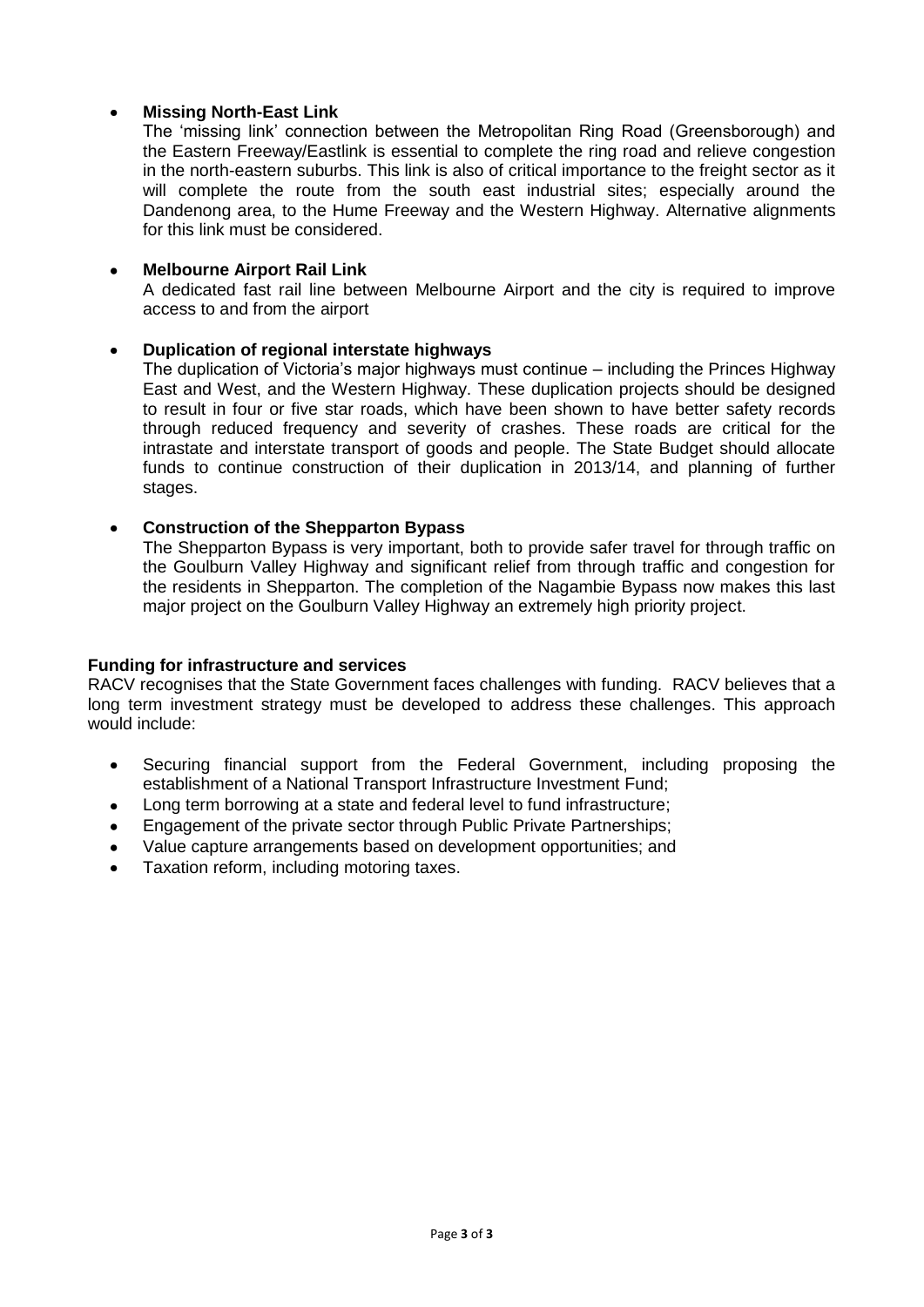- **Missing North-East Link**
  The 'missing link' connection between the Metropolitan Ring Road (Greensborough) and the Eastern Freeway/Eastlink is essential to complete the ring road and relieve congestion in the north-eastern suburbs. This link is also of critical importance to the freight sector as it will complete the route from the south east industrial sites; especially around the Dandenong area, to the Hume Freeway and the Western Highway. Alternative alignments for this link must be considered.

- **Melbourne Airport Rail Link**
  A dedicated fast rail line between Melbourne Airport and the city is required to improve access to and from the airport

- **Duplication of regional interstate highways**
  The duplication of Victoria's major highways must continue – including the Princes Highway East and West, and the Western Highway. These duplication projects should be designed to result in four or five star roads, which have been shown to have better safety records through reduced frequency and severity of crashes. These roads are critical for the intrastate and interstate transport of goods and people. The State Budget should allocate funds to continue construction of their duplication in 2013/14, and planning of further stages.

- **Construction of the Shepparton Bypass**
  The Shepparton Bypass is very important, both to provide safer travel for through traffic on the Goulburn Valley Highway and significant relief from through traffic and congestion for the residents in Shepparton. The completion of the Nagambie Bypass now makes this last major project on the Goulburn Valley Highway an extremely high priority project.

**Funding for infrastructure and services**

RACV recognises that the State Government faces challenges with funding. RACV believes that a long term investment strategy must be developed to address these challenges. This approach would include:

- Securing financial support from the Federal Government, including proposing the establishment of a National Transport Infrastructure Investment Fund;
- Long term borrowing at a state and federal level to fund infrastructure;
- Engagement of the private sector through Public Private Partnerships;
- Value capture arrangements based on development opportunities; and
- Taxation reform, including motoring taxes.